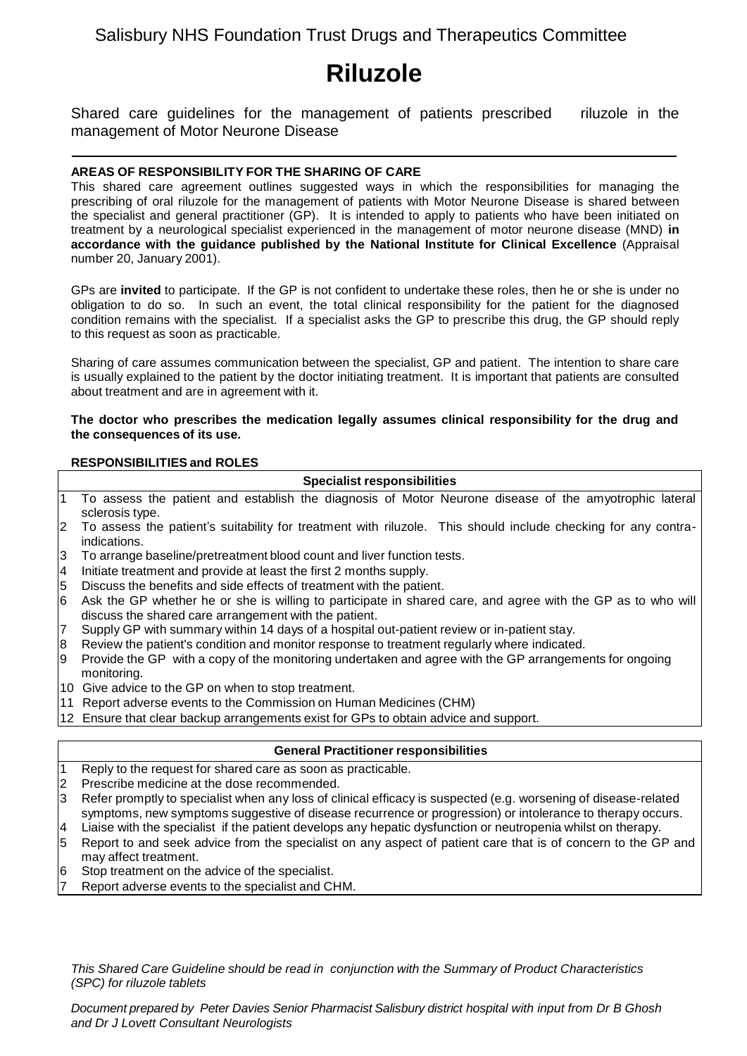Salisbury NHS Foundation Trust Drugs and Therapeutics Committee

# Riluzole

Shared care guidelines for the management of patients prescribed riluzole in the management of Motor Neurone Disease

**AREAS OF RESPONSIBILITY FOR THE SHARING OF CARE**

This shared care agreement outlines suggested ways in which the responsibilities for managing the prescribing of oral riluzole for the management of patients with Motor Neurone Disease is shared between the specialist and general practitioner (GP). It is intended to apply to patients who have been initiated on treatment by a neurological specialist experienced in the management of motor neurone disease (MND) **in accordance with the guidance published by the National Institute for Clinical Excellence** (Appraisal number 20, January 2001).

GPs are **invited** to participate. If the GP is not confident to undertake these roles, then he or she is under no obligation to do so. In such an event, the total clinical responsibility for the patient for the diagnosed condition remains with the specialist. If a specialist asks the GP to prescribe this drug, the GP should reply to this request as soon as practicable.

Sharing of care assumes communication between the specialist, GP and patient. The intention to share care is usually explained to the patient by the doctor initiating treatment. It is important that patients are consulted about treatment and are in agreement with it.

**The doctor who prescribes the medication legally assumes clinical responsibility for the drug and the consequences of its use.**

**RESPONSIBILITIES and ROLES**

| | Specialist responsibilities |
|---|---|
| 1 | To assess the patient and establish the diagnosis of Motor Neurone disease of the amyotrophic lateral sclerosis type. |
| 2 | To assess the patient's suitability for treatment with riluzole. This should include checking for any contra-indications. |
| 3 | To arrange baseline/pretreatment blood count and liver function tests. |
| 4 | Initiate treatment and provide at least the first 2 months supply. |
| 5 | Discuss the benefits and side effects of treatment with the patient. |
| 6 | Ask the GP whether he or she is willing to participate in shared care, and agree with the GP as to who will discuss the shared care arrangement with the patient. |
| 7 | Supply GP with summary within 14 days of a hospital out-patient review or in-patient stay. |
| 8 | Review the patient's condition and monitor response to treatment regularly where indicated. |
| 9 | Provide the GP with a copy of the monitoring undertaken and agree with the GP arrangements for ongoing monitoring. |
| 10 | Give advice to the GP on when to stop treatment. |
| 11 | Report adverse events to the Commission on Human Medicines (CHM) |
| 12 | Ensure that clear backup arrangements exist for GPs to obtain advice and support. |

| | General Practitioner responsibilities |
|---|---|
| 1 | Reply to the request for shared care as soon as practicable. |
| 2 | Prescribe medicine at the dose recommended. |
| 3 | Refer promptly to specialist when any loss of clinical efficacy is suspected (e.g. worsening of disease-related symptoms, new symptoms suggestive of disease recurrence or progression) or intolerance to therapy occurs. |
| 4 | Liaise with the specialist if the patient develops any hepatic dysfunction or neutropenia whilst on therapy. |
| 5 | Report to and seek advice from the specialist on any aspect of patient care that is of concern to the GP and may affect treatment. |
| 6 | Stop treatment on the advice of the specialist. |
| 7 | Report adverse events to the specialist and CHM. |

*This Shared Care Guideline should be read in conjunction with the Summary of Product Characteristics (SPC) for riluzole tablets*

*Document prepared by Peter Davies Senior Pharmacist Salisbury district hospital with input from Dr B Ghosh and Dr J Lovett Consultant Neurologists*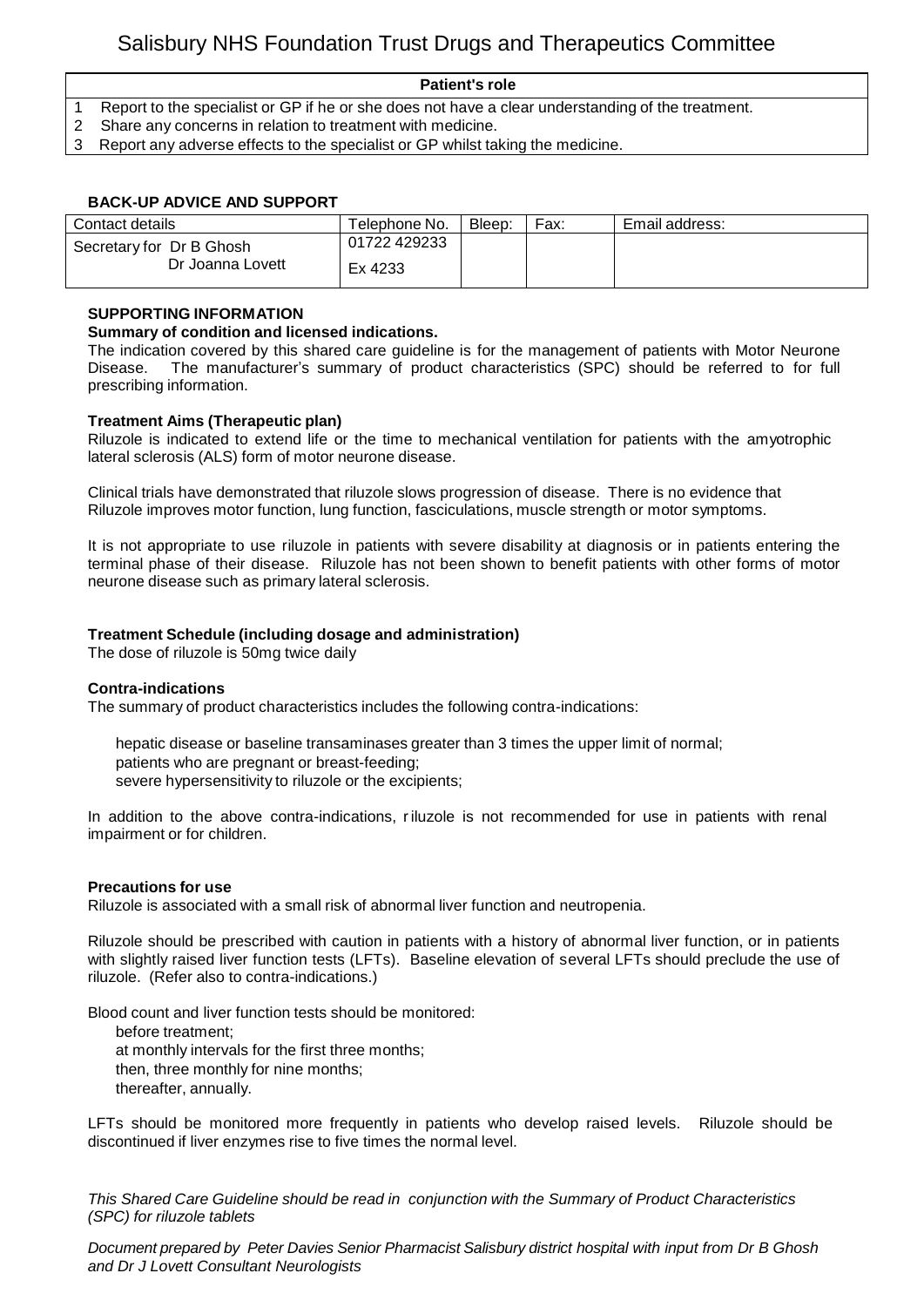| Patient's role |
|---|
| 1 Report to the specialist or GP if he or she does not have a clear understanding of the treatment. |
| 2 Share any concerns in relation to treatment with medicine. |
| 3 Report any adverse effects to the specialist or GP whilst taking the medicine. |

### BACK-UP ADVICE AND SUPPORT

| Contact details | Telephone No. | Bleep: | Fax: | Email address: |
|---|---|---|---|---|
| Secretary for Dr B Ghosh<br>Dr Joanna Lovett | 01722 429233<br>Ex 4233 | | | |

### SUPPORTING INFORMATION

**Summary of condition and licensed indications.**

The indication covered by this shared care guideline is for the management of patients with Motor Neurone Disease. The manufacturer's summary of product characteristics (SPC) should be referred to for full prescribing information.

**Treatment Aims (Therapeutic plan)**

Riluzole is indicated to extend life or the time to mechanical ventilation for patients with the amyotrophic lateral sclerosis (ALS) form of motor neurone disease.

Clinical trials have demonstrated that riluzole slows progression of disease. There is no evidence that Riluzole improves motor function, lung function, fasciculations, muscle strength or motor symptoms.

It is not appropriate to use riluzole in patients with severe disability at diagnosis or in patients entering the terminal phase of their disease. Riluzole has not been shown to benefit patients with other forms of motor neurone disease such as primary lateral sclerosis.

**Treatment Schedule (including dosage and administration)**

The dose of riluzole is 50mg twice daily

**Contra-indications**

The summary of product characteristics includes the following contra-indications:

- hepatic disease or baseline transaminases greater than 3 times the upper limit of normal;
- patients who are pregnant or breast-feeding;
- severe hypersensitivity to riluzole or the excipients;

In addition to the above contra-indications, riluzole is not recommended for use in patients with renal impairment or for children.

**Precautions for use**

Riluzole is associated with a small risk of abnormal liver function and neutropenia.

Riluzole should be prescribed with caution in patients with a history of abnormal liver function, or in patients with slightly raised liver function tests (LFTs). Baseline elevation of several LFTs should preclude the use of riluzole. (Refer also to contra-indications.)

Blood count and liver function tests should be monitored:

- before treatment;
- at monthly intervals for the first three months;
- then, three monthly for nine months;
- thereafter, annually.

LFTs should be monitored more frequently in patients who develop raised levels. Riluzole should be discontinued if liver enzymes rise to five times the normal level.

*This Shared Care Guideline should be read in conjunction with the Summary of Product Characteristics (SPC) for riluzole tablets*

*Document prepared by Peter Davies Senior Pharmacist Salisbury district hospital with input from Dr B Ghosh and Dr J Lovett Consultant Neurologists*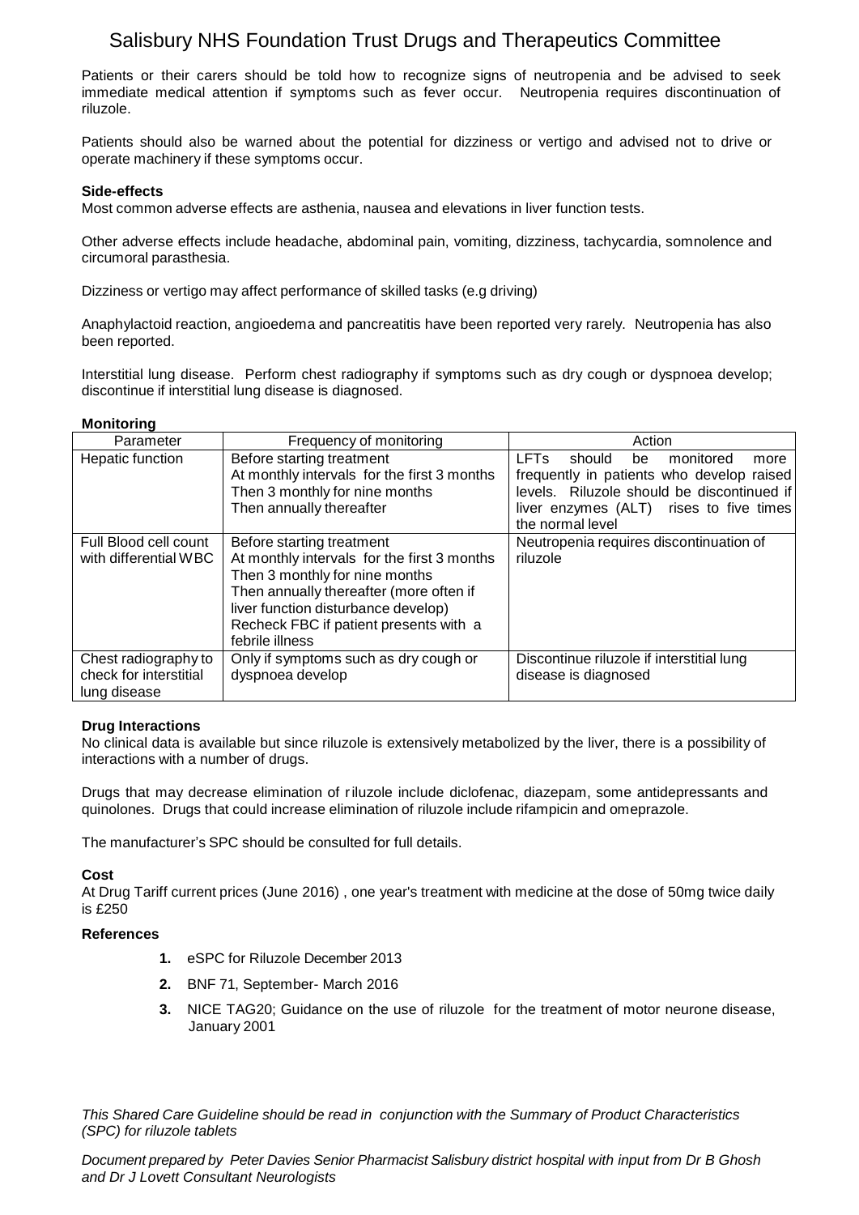Patients or their carers should be told how to recognize signs of neutropenia and be advised to seek immediate medical attention if symptoms such as fever occur. Neutropenia requires discontinuation of riluzole.

Patients should also be warned about the potential for dizziness or vertigo and advised not to drive or operate machinery if these symptoms occur.

**Side-effects**

Most common adverse effects are asthenia, nausea and elevations in liver function tests.

Other adverse effects include headache, abdominal pain, vomiting, dizziness, tachycardia, somnolence and circumoral parasthesia.

Dizziness or vertigo may affect performance of skilled tasks (e.g driving)

Anaphylactoid reaction, angioedema and pancreatitis have been reported very rarely. Neutropenia has also been reported.

Interstitial lung disease. Perform chest radiography if symptoms such as dry cough or dyspnoea develop; discontinue if interstitial lung disease is diagnosed.

**Monitoring**

| Parameter | Frequency of monitoring | Action |
|---|---|---|
| Hepatic function | Before starting treatment<br>At monthly intervals for the first 3 months<br>Then 3 monthly for nine months<br>Then annually thereafter | LFTs should be monitored more frequently in patients who develop raised levels. Riluzole should be discontinued if liver enzymes (ALT) rises to five times the normal level |
| Full Blood cell count with differential WBC | Before starting treatment<br>At monthly intervals for the first 3 months<br>Then 3 monthly for nine months<br>Then annually thereafter (more often if liver function disturbance develop)<br>Recheck FBC if patient presents with a febrile illness | Neutropenia requires discontinuation of riluzole |
| Chest radiography to check for interstitial lung disease | Only if symptoms such as dry cough or dyspnoea develop | Discontinue riluzole if interstitial lung disease is diagnosed |

**Drug Interactions**

No clinical data is available but since riluzole is extensively metabolized by the liver, there is a possibility of interactions with a number of drugs.

Drugs that may decrease elimination of riluzole include diclofenac, diazepam, some antidepressants and quinolones. Drugs that could increase elimination of riluzole include rifampicin and omeprazole.

The manufacturer's SPC should be consulted for full details.

**Cost**

At Drug Tariff current prices (June 2016) , one year's treatment with medicine at the dose of 50mg twice daily is £250

**References**

1. eSPC for Riluzole December 2013
2. BNF 71, September- March 2016
3. NICE TAG20; Guidance on the use of riluzole for the treatment of motor neurone disease, January 2001

*This Shared Care Guideline should be read in conjunction with the Summary of Product Characteristics (SPC) for riluzole tablets*

*Document prepared by Peter Davies Senior Pharmacist Salisbury district hospital with input from Dr B Ghosh and Dr J Lovett Consultant Neurologists*